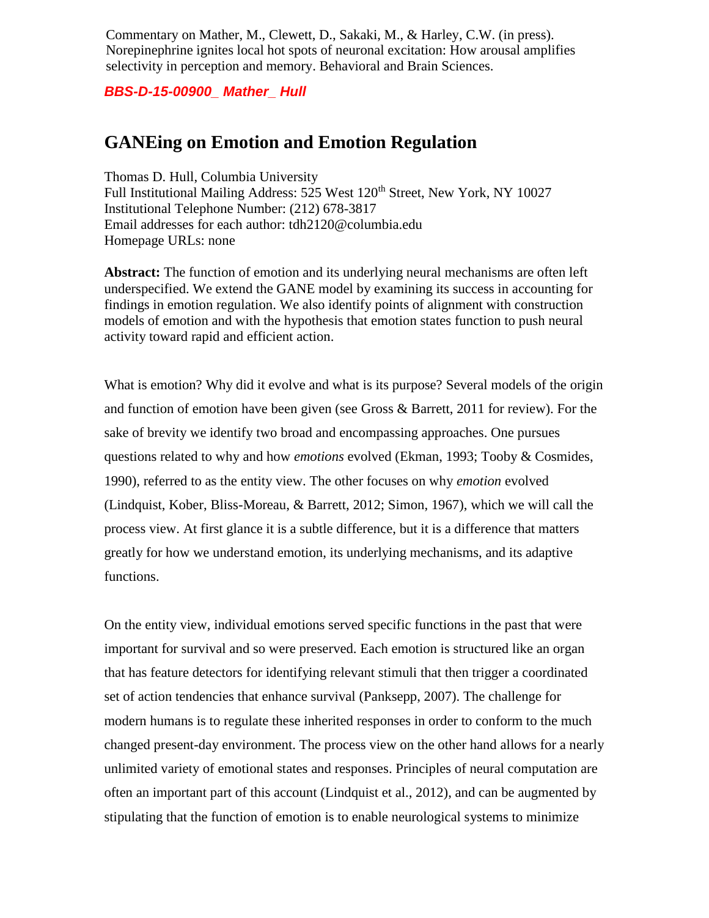Commentary on Mather, M., Clewett, D., Sakaki, M., & Harley, C.W. (in press). Norepinephrine ignites local hot spots of neuronal excitation: How arousal amplifies selectivity in perception and memory. Behavioral and Brain Sciences.

***BBS-D-15-00900_ Mather_ Hull***

# GANEing on Emotion and Emotion Regulation

Thomas D. Hull, Columbia University
Full Institutional Mailing Address: 525 West 120[th] Street, New York, NY 10027
Institutional Telephone Number: (212) 678-3817
Email addresses for each author: tdh2120@columbia.edu
Homepage URLs: none

**Abstract:** The function of emotion and its underlying neural mechanisms are often left underspecified. We extend the GANE model by examining its success in accounting for findings in emotion regulation. We also identify points of alignment with construction models of emotion and with the hypothesis that emotion states function to push neural activity toward rapid and efficient action.

What is emotion? Why did it evolve and what is its purpose? Several models of the origin and function of emotion have been given (see Gross & Barrett, 2011 for review). For the sake of brevity we identify two broad and encompassing approaches. One pursues questions related to why and how *emotions* evolved (Ekman, 1993; Tooby & Cosmides, 1990), referred to as the entity view. The other focuses on why *emotion* evolved (Lindquist, Kober, Bliss-Moreau, & Barrett, 2012; Simon, 1967), which we will call the process view. At first glance it is a subtle difference, but it is a difference that matters greatly for how we understand emotion, its underlying mechanisms, and its adaptive functions.

On the entity view, individual emotions served specific functions in the past that were important for survival and so were preserved. Each emotion is structured like an organ that has feature detectors for identifying relevant stimuli that then trigger a coordinated set of action tendencies that enhance survival (Panksepp, 2007). The challenge for modern humans is to regulate these inherited responses in order to conform to the much changed present-day environment. The process view on the other hand allows for a nearly unlimited variety of emotional states and responses. Principles of neural computation are often an important part of this account (Lindquist et al., 2012), and can be augmented by stipulating that the function of emotion is to enable neurological systems to minimize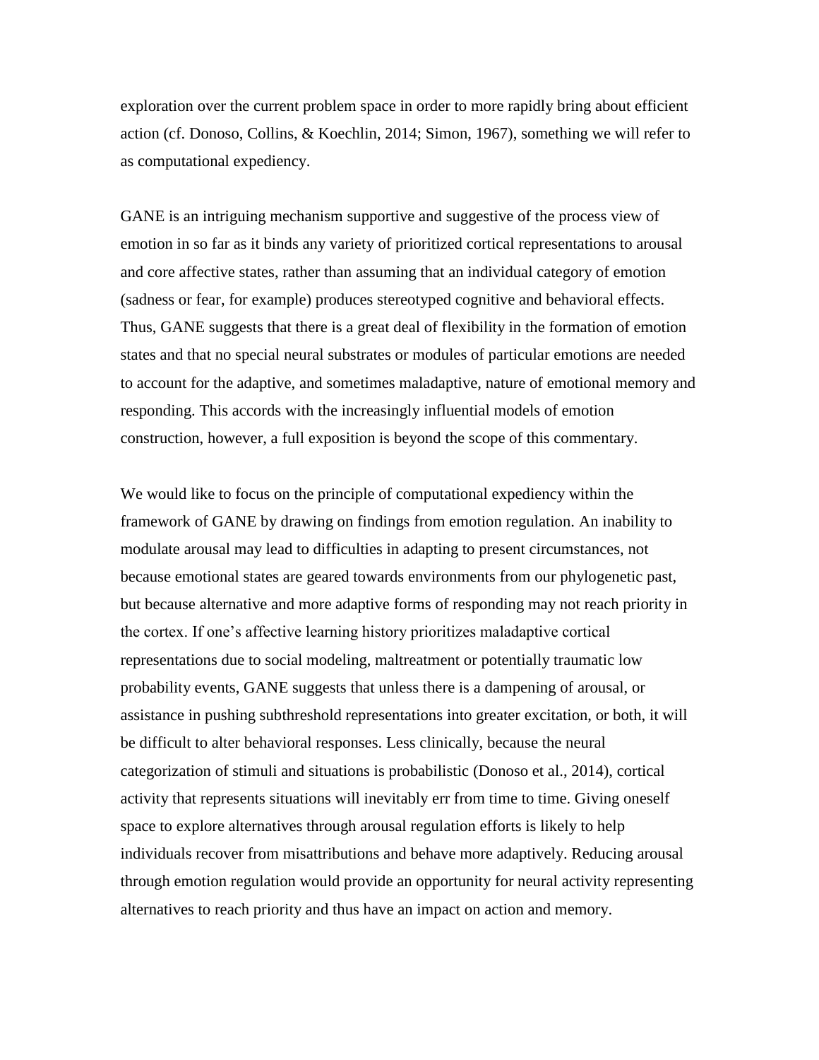exploration over the current problem space in order to more rapidly bring about efficient action (cf. Donoso, Collins, & Koechlin, 2014; Simon, 1967), something we will refer to as computational expediency.

GANE is an intriguing mechanism supportive and suggestive of the process view of emotion in so far as it binds any variety of prioritized cortical representations to arousal and core affective states, rather than assuming that an individual category of emotion (sadness or fear, for example) produces stereotyped cognitive and behavioral effects. Thus, GANE suggests that there is a great deal of flexibility in the formation of emotion states and that no special neural substrates or modules of particular emotions are needed to account for the adaptive, and sometimes maladaptive, nature of emotional memory and responding. This accords with the increasingly influential models of emotion construction, however, a full exposition is beyond the scope of this commentary.

We would like to focus on the principle of computational expediency within the framework of GANE by drawing on findings from emotion regulation. An inability to modulate arousal may lead to difficulties in adapting to present circumstances, not because emotional states are geared towards environments from our phylogenetic past, but because alternative and more adaptive forms of responding may not reach priority in the cortex. If one's affective learning history prioritizes maladaptive cortical representations due to social modeling, maltreatment or potentially traumatic low probability events, GANE suggests that unless there is a dampening of arousal, or assistance in pushing subthreshold representations into greater excitation, or both, it will be difficult to alter behavioral responses. Less clinically, because the neural categorization of stimuli and situations is probabilistic (Donoso et al., 2014), cortical activity that represents situations will inevitably err from time to time. Giving oneself space to explore alternatives through arousal regulation efforts is likely to help individuals recover from misattributions and behave more adaptively. Reducing arousal through emotion regulation would provide an opportunity for neural activity representing alternatives to reach priority and thus have an impact on action and memory.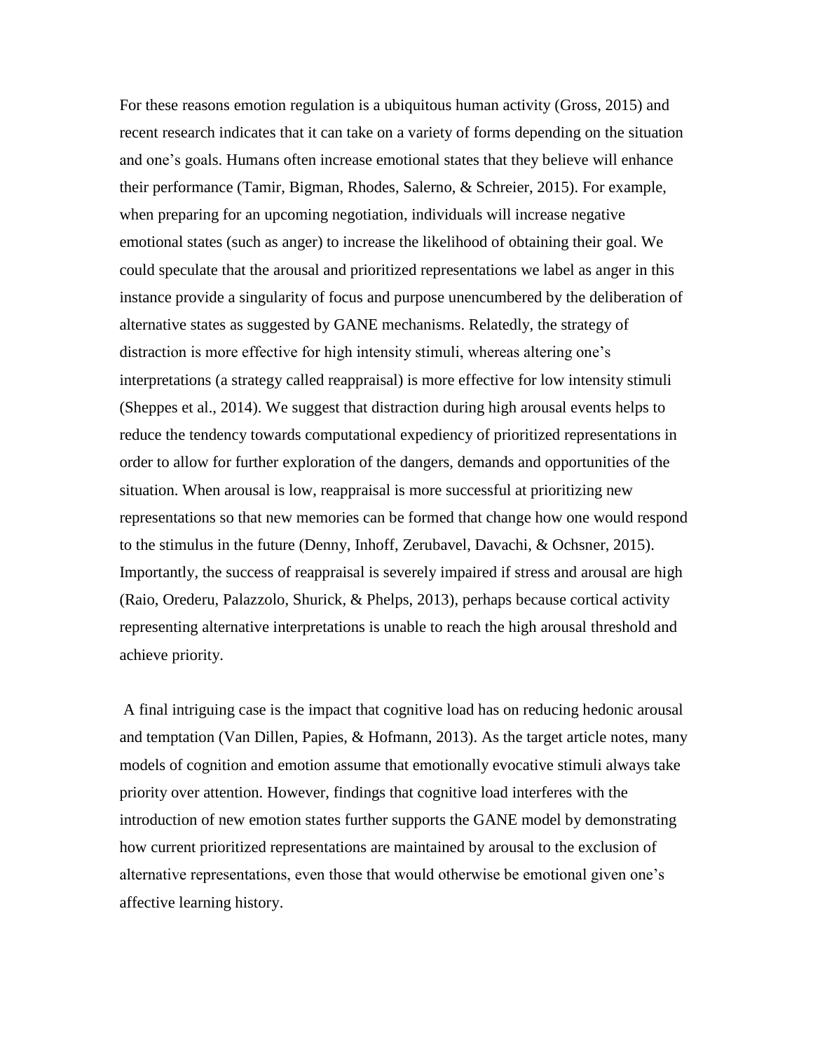For these reasons emotion regulation is a ubiquitous human activity (Gross, 2015) and recent research indicates that it can take on a variety of forms depending on the situation and one's goals. Humans often increase emotional states that they believe will enhance their performance (Tamir, Bigman, Rhodes, Salerno, & Schreier, 2015). For example, when preparing for an upcoming negotiation, individuals will increase negative emotional states (such as anger) to increase the likelihood of obtaining their goal. We could speculate that the arousal and prioritized representations we label as anger in this instance provide a singularity of focus and purpose unencumbered by the deliberation of alternative states as suggested by GANE mechanisms. Relatedly, the strategy of distraction is more effective for high intensity stimuli, whereas altering one's interpretations (a strategy called reappraisal) is more effective for low intensity stimuli (Sheppes et al., 2014). We suggest that distraction during high arousal events helps to reduce the tendency towards computational expediency of prioritized representations in order to allow for further exploration of the dangers, demands and opportunities of the situation. When arousal is low, reappraisal is more successful at prioritizing new representations so that new memories can be formed that change how one would respond to the stimulus in the future (Denny, Inhoff, Zerubavel, Davachi, & Ochsner, 2015). Importantly, the success of reappraisal is severely impaired if stress and arousal are high (Raio, Orederu, Palazzolo, Shurick, & Phelps, 2013), perhaps because cortical activity representing alternative interpretations is unable to reach the high arousal threshold and achieve priority.

A final intriguing case is the impact that cognitive load has on reducing hedonic arousal and temptation (Van Dillen, Papies, & Hofmann, 2013). As the target article notes, many models of cognition and emotion assume that emotionally evocative stimuli always take priority over attention. However, findings that cognitive load interferes with the introduction of new emotion states further supports the GANE model by demonstrating how current prioritized representations are maintained by arousal to the exclusion of alternative representations, even those that would otherwise be emotional given one's affective learning history.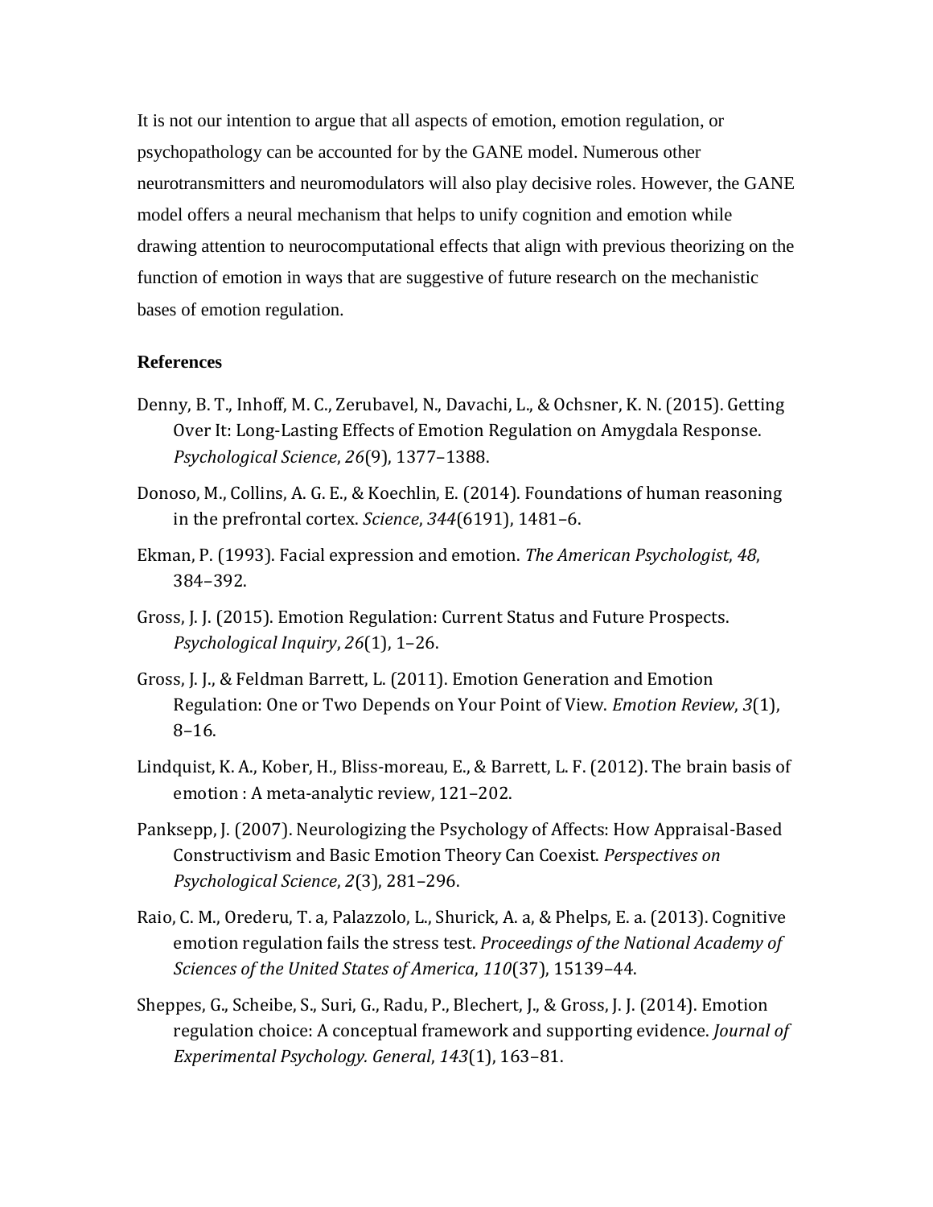It is not our intention to argue that all aspects of emotion, emotion regulation, or psychopathology can be accounted for by the GANE model. Numerous other neurotransmitters and neuromodulators will also play decisive roles. However, the GANE model offers a neural mechanism that helps to unify cognition and emotion while drawing attention to neurocomputational effects that align with previous theorizing on the function of emotion in ways that are suggestive of future research on the mechanistic bases of emotion regulation.

## References

Denny, B. T., Inhoff, M. C., Zerubavel, N., Davachi, L., & Ochsner, K. N. (2015). Getting Over It: Long-Lasting Effects of Emotion Regulation on Amygdala Response. *Psychological Science*, *26*(9), 1377–1388.

Donoso, M., Collins, A. G. E., & Koechlin, E. (2014). Foundations of human reasoning in the prefrontal cortex. *Science*, *344*(6191), 1481–6.

Ekman, P. (1993). Facial expression and emotion. *The American Psychologist*, *48*, 384–392.

Gross, J. J. (2015). Emotion Regulation: Current Status and Future Prospects. *Psychological Inquiry*, *26*(1), 1–26.

Gross, J. J., & Feldman Barrett, L. (2011). Emotion Generation and Emotion Regulation: One or Two Depends on Your Point of View. *Emotion Review*, *3*(1), 8–16.

Lindquist, K. A., Kober, H., Bliss-moreau, E., & Barrett, L. F. (2012). The brain basis of emotion : A meta-analytic review, 121–202.

Panksepp, J. (2007). Neurologizing the Psychology of Affects: How Appraisal-Based Constructivism and Basic Emotion Theory Can Coexist. *Perspectives on Psychological Science*, *2*(3), 281–296.

Raio, C. M., Orederu, T. a, Palazzolo, L., Shurick, A. a, & Phelps, E. a. (2013). Cognitive emotion regulation fails the stress test. *Proceedings of the National Academy of Sciences of the United States of America*, *110*(37), 15139–44.

Sheppes, G., Scheibe, S., Suri, G., Radu, P., Blechert, J., & Gross, J. J. (2014). Emotion regulation choice: A conceptual framework and supporting evidence. *Journal of Experimental Psychology. General*, *143*(1), 163–81.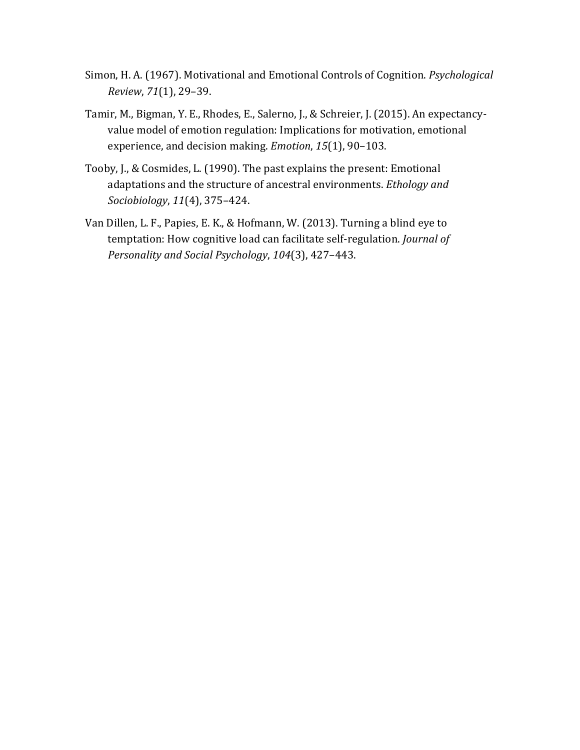Simon, H. A. (1967). Motivational and Emotional Controls of Cognition. *Psychological Review*, *71*(1), 29–39.

Tamir, M., Bigman, Y. E., Rhodes, E., Salerno, J., & Schreier, J. (2015). An expectancy-value model of emotion regulation: Implications for motivation, emotional experience, and decision making. *Emotion*, *15*(1), 90–103.

Tooby, J., & Cosmides, L. (1990). The past explains the present: Emotional adaptations and the structure of ancestral environments. *Ethology and Sociobiology*, *11*(4), 375–424.

Van Dillen, L. F., Papies, E. K., & Hofmann, W. (2013). Turning a blind eye to temptation: How cognitive load can facilitate self-regulation. *Journal of Personality and Social Psychology*, *104*(3), 427–443.